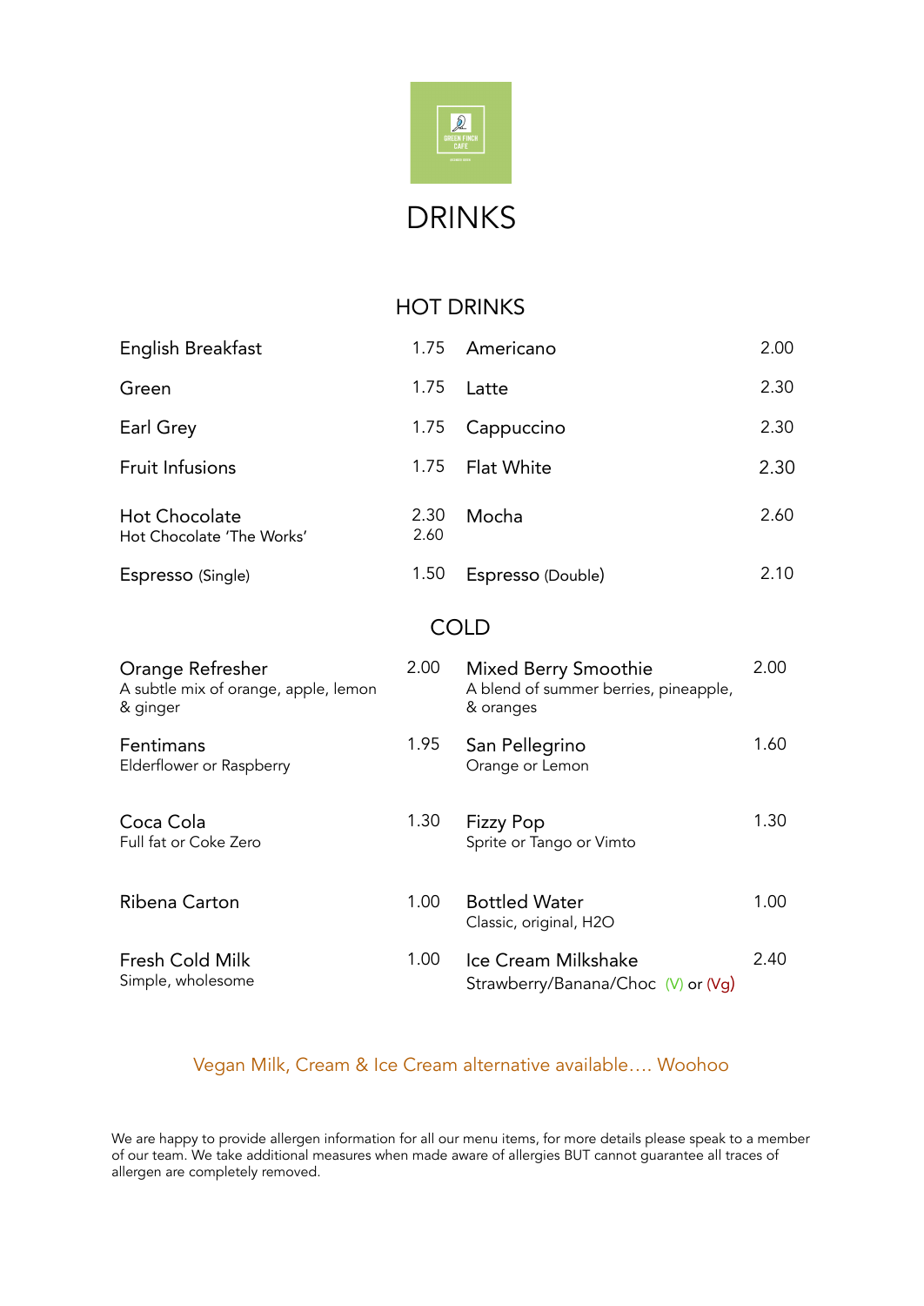GREEN FINCH CAFE

# DRINKS

## HOT DRINKS

| Item | Price | Item | Price |
|---|---|---|---|
| English Breakfast | 1.75 | Americano | 2.00 |
| Green | 1.75 | Latte | 2.30 |
| Earl Grey | 1.75 | Cappuccino | 2.30 |
| Fruit Infusions | 1.75 | Flat White | 2.30 |
| Hot Chocolate<br>Hot Chocolate 'The Works' | 2.30<br>2.60 | Mocha | 2.60 |
| Espresso (Single) | 1.50 | Espresso (Double) | 2.10 |

## COLD

| Item | Price | Item | Price |
|---|---|---|---|
| Orange Refresher<br>A subtle mix of orange, apple, lemon & ginger | 2.00 | Mixed Berry Smoothie<br>A blend of summer berries, pineapple, & oranges | 2.00 |
| Fentimans<br>Elderflower or Raspberry | 1.95 | San Pellegrino<br>Orange or Lemon | 1.60 |
| Coca Cola<br>Full fat or Coke Zero | 1.30 | Fizzy Pop<br>Sprite or Tango or Vimto | 1.30 |
| Ribena Carton | 1.00 | Bottled Water<br>Classic, original, H2O | 1.00 |
| Fresh Cold Milk<br>Simple, wholesome | 1.00 | Ice Cream Milkshake<br>Strawberry/Banana/Choc (V) or (Vg) | 2.40 |

Vegan Milk, Cream & Ice Cream alternative available…. Woohoo

We are happy to provide allergen information for all our menu items, for more details please speak to a member of our team. We take additional measures when made aware of allergies BUT cannot guarantee all traces of allergen are completely removed.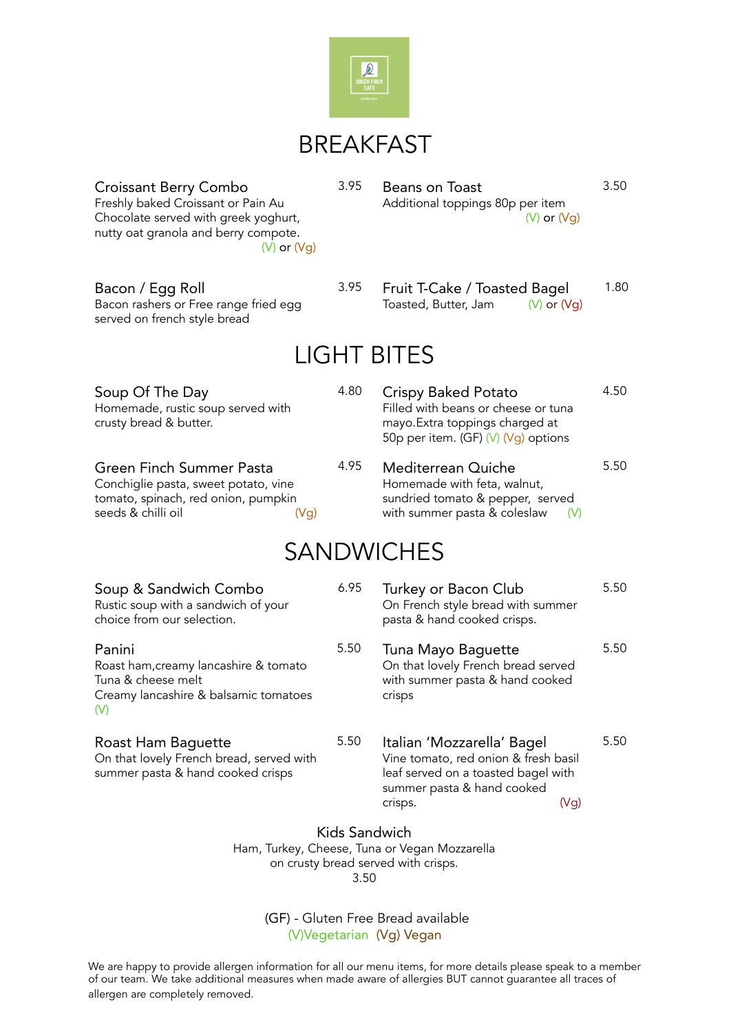# BREAKFAST

### Croissant Berry Combo — 3.95
Freshly baked Croissant or Pain Au Chocolate served with greek yoghurt, nutty oat granola and berry compote.
(V) or (Vg)

### Bacon / Egg Roll — 3.95
Bacon rashers or Free range fried egg served on french style bread

### Beans on Toast — 3.50
Additional toppings 80p per item
(V) or (Vg)

### Fruit T-Cake / Toasted Bagel — 1.80
Toasted, Butter, Jam (V) or (Vg)

# LIGHT BITES

### Soup Of The Day — 4.80
Homemade, rustic soup served with crusty bread & butter.

### Green Finch Summer Pasta — 4.95
Conchiglie pasta, sweet potato, vine tomato, spinach, red onion, pumpkin seeds & chilli oil (Vg)

### Crispy Baked Potato — 4.50
Filled with beans or cheese or tuna mayo.Extra toppings charged at 50p per item. (GF) (V) (Vg) options

### Mediterrean Quiche — 5.50
Homemade with feta, walnut, sundried tomato & pepper, served with summer pasta & coleslaw (V)

# SANDWICHES

### Soup & Sandwich Combo — 6.95
Rustic soup with a sandwich of your choice from our selection.

### Panini — 5.50
Roast ham,creamy lancashire & tomato
Tuna & cheese melt
Creamy lancashire & balsamic tomatoes (V)

### Roast Ham Baguette — 5.50
On that lovely French bread, served with summer pasta & hand cooked crisps

### Turkey or Bacon Club — 5.50
On French style bread with summer pasta & hand cooked crisps.

### Tuna Mayo Baguette — 5.50
On that lovely French bread served with summer pasta & hand cooked crisps

### Italian 'Mozzarella' Bagel — 5.50
Vine tomato, red onion & fresh basil leaf served on a toasted bagel with summer pasta & hand cooked crisps. (Vg)

### Kids Sandwich
Ham, Turkey, Cheese, Tuna or Vegan Mozzarella on crusty bread served with crisps.
3.50

(GF) - Gluten Free Bread available
(V)Vegetarian (Vg) Vegan

We are happy to provide allergen information for all our menu items, for more details please speak to a member of our team. We take additional measures when made aware of allergies BUT cannot guarantee all traces of allergen are completely removed.